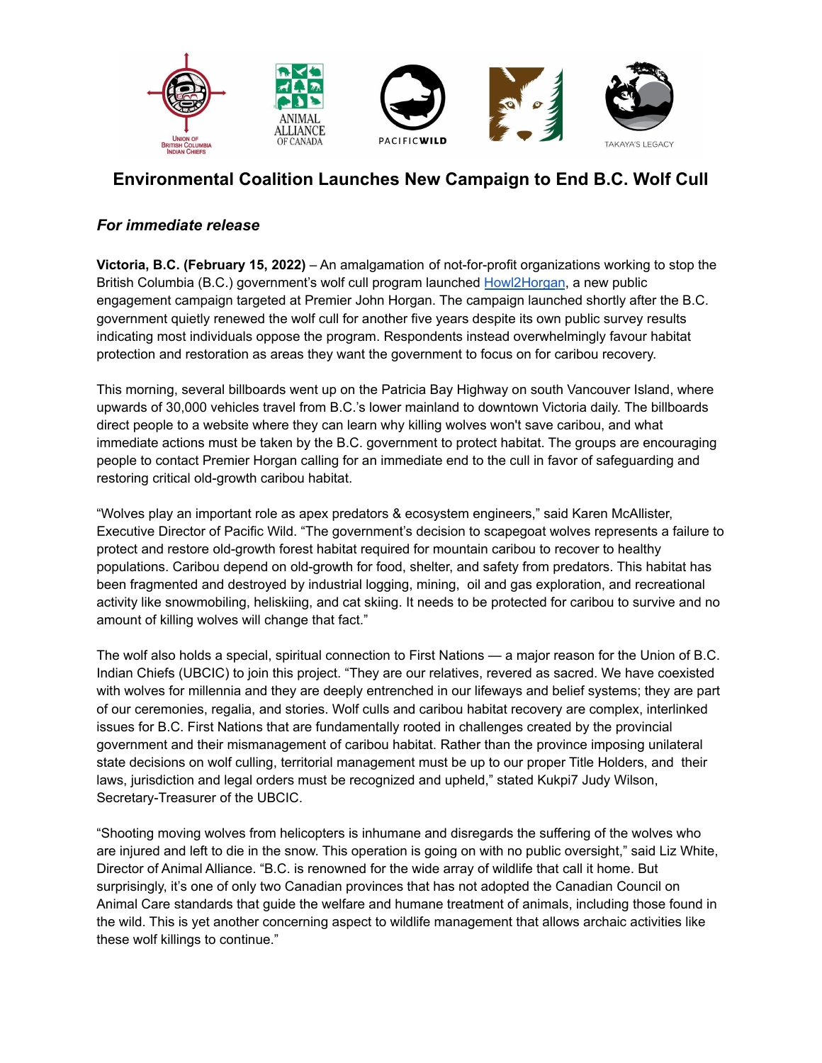# Environmental Coalition Launches New Campaign to End B.C. Wolf Cull

***For immediate release***

**Victoria, B.C. (February 15, 2022)** – An amalgamation of not-for-profit organizations working to stop the British Columbia (B.C.) government's wolf cull program launched Howl2Horgan, a new public engagement campaign targeted at Premier John Horgan. The campaign launched shortly after the B.C. government quietly renewed the wolf cull for another five years despite its own public survey results indicating most individuals oppose the program. Respondents instead overwhelmingly favour habitat protection and restoration as areas they want the government to focus on for caribou recovery.

This morning, several billboards went up on the Patricia Bay Highway on south Vancouver Island, where upwards of 30,000 vehicles travel from B.C.'s lower mainland to downtown Victoria daily. The billboards direct people to a website where they can learn why killing wolves won't save caribou, and what immediate actions must be taken by the B.C. government to protect habitat. The groups are encouraging people to contact Premier Horgan calling for an immediate end to the cull in favor of safeguarding and restoring critical old-growth caribou habitat.

"Wolves play an important role as apex predators & ecosystem engineers," said Karen McAllister, Executive Director of Pacific Wild. "The government's decision to scapegoat wolves represents a failure to protect and restore old-growth forest habitat required for mountain caribou to recover to healthy populations. Caribou depend on old-growth for food, shelter, and safety from predators. This habitat has been fragmented and destroyed by industrial logging, mining, oil and gas exploration, and recreational activity like snowmobiling, heliskiing, and cat skiing. It needs to be protected for caribou to survive and no amount of killing wolves will change that fact."

The wolf also holds a special, spiritual connection to First Nations — a major reason for the Union of B.C. Indian Chiefs (UBCIC) to join this project. "They are our relatives, revered as sacred. We have coexisted with wolves for millennia and they are deeply entrenched in our lifeways and belief systems; they are part of our ceremonies, regalia, and stories. Wolf culls and caribou habitat recovery are complex, interlinked issues for B.C. First Nations that are fundamentally rooted in challenges created by the provincial government and their mismanagement of caribou habitat. Rather than the province imposing unilateral state decisions on wolf culling, territorial management must be up to our proper Title Holders, and their laws, jurisdiction and legal orders must be recognized and upheld," stated Kukpi7 Judy Wilson, Secretary-Treasurer of the UBCIC.

"Shooting moving wolves from helicopters is inhumane and disregards the suffering of the wolves who are injured and left to die in the snow. This operation is going on with no public oversight," said Liz White, Director of Animal Alliance. "B.C. is renowned for the wide array of wildlife that call it home. But surprisingly, it's one of only two Canadian provinces that has not adopted the Canadian Council on Animal Care standards that guide the welfare and humane treatment of animals, including those found in the wild. This is yet another concerning aspect to wildlife management that allows archaic activities like these wolf killings to continue."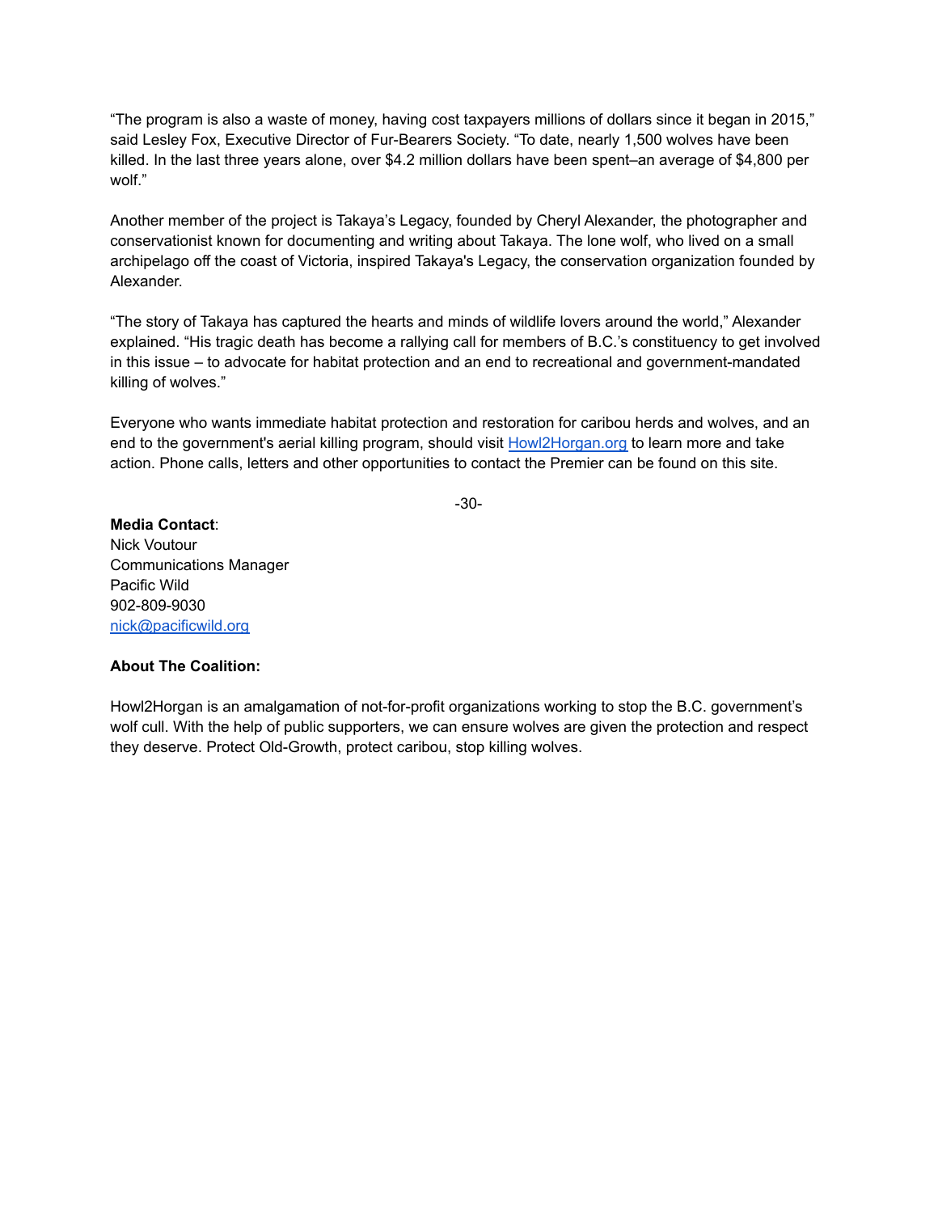"The program is also a waste of money, having cost taxpayers millions of dollars since it began in 2015," said Lesley Fox, Executive Director of Fur-Bearers Society. "To date, nearly 1,500 wolves have been killed. In the last three years alone, over $4.2 million dollars have been spent–an average of $4,800 per wolf."

Another member of the project is Takaya's Legacy, founded by Cheryl Alexander, the photographer and conservationist known for documenting and writing about Takaya. The lone wolf, who lived on a small archipelago off the coast of Victoria, inspired Takaya's Legacy, the conservation organization founded by Alexander.

"The story of Takaya has captured the hearts and minds of wildlife lovers around the world," Alexander explained. "His tragic death has become a rallying call for members of B.C.'s constituency to get involved in this issue – to advocate for habitat protection and an end to recreational and government-mandated killing of wolves."

Everyone who wants immediate habitat protection and restoration for caribou herds and wolves, and an end to the government's aerial killing program, should visit [Howl2Horgan.org](http://Howl2Horgan.org) to learn more and take action. Phone calls, letters and other opportunities to contact the Premier can be found on this site.

-30-

**Media Contact**:
Nick Voutour
Communications Manager
Pacific Wild
902-809-9030
[nick@pacificwild.org](mailto:nick@pacificwild.org)

**About The Coalition:**

Howl2Horgan is an amalgamation of not-for-profit organizations working to stop the B.C. government's wolf cull. With the help of public supporters, we can ensure wolves are given the protection and respect they deserve. Protect Old-Growth, protect caribou, stop killing wolves.